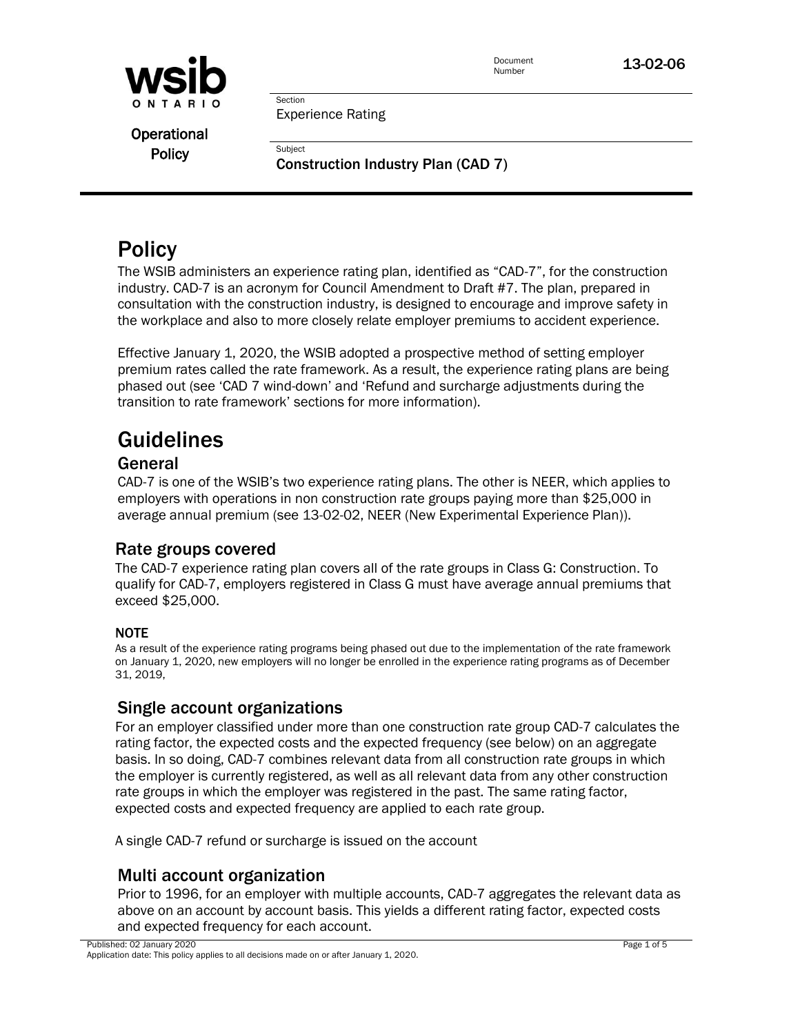Document Number 13-02-06

Operational Policy

Section
Experience Rating

Subject
Construction Industry Plan (CAD 7)

# Policy

The WSIB administers an experience rating plan, identified as "CAD-7", for the construction industry. CAD-7 is an acronym for Council Amendment to Draft #7. The plan, prepared in consultation with the construction industry, is designed to encourage and improve safety in the workplace and also to more closely relate employer premiums to accident experience.

Effective January 1, 2020, the WSIB adopted a prospective method of setting employer premium rates called the rate framework. As a result, the experience rating plans are being phased out (see 'CAD 7 wind-down' and 'Refund and surcharge adjustments during the transition to rate framework' sections for more information).

# Guidelines

## General

CAD-7 is one of the WSIB's two experience rating plans. The other is NEER, which applies to employers with operations in non construction rate groups paying more than $25,000 in average annual premium (see 13-02-02, NEER (New Experimental Experience Plan)).

## Rate groups covered

The CAD-7 experience rating plan covers all of the rate groups in Class G: Construction. To qualify for CAD-7, employers registered in Class G must have average annual premiums that exceed $25,000.

#### NOTE

As a result of the experience rating programs being phased out due to the implementation of the rate framework on January 1, 2020, new employers will no longer be enrolled in the experience rating programs as of December 31, 2019,

## Single account organizations

For an employer classified under more than one construction rate group CAD-7 calculates the rating factor, the expected costs and the expected frequency (see below) on an aggregate basis. In so doing, CAD-7 combines relevant data from all construction rate groups in which the employer is currently registered, as well as all relevant data from any other construction rate groups in which the employer was registered in the past. The same rating factor, expected costs and expected frequency are applied to each rate group.

A single CAD-7 refund or surcharge is issued on the account

## Multi account organization

Prior to 1996, for an employer with multiple accounts, CAD-7 aggregates the relevant data as above on an account by account basis. This yields a different rating factor, expected costs and expected frequency for each account.

Published: 02 January 2020
Application date: This policy applies to all decisions made on or after January 1, 2020.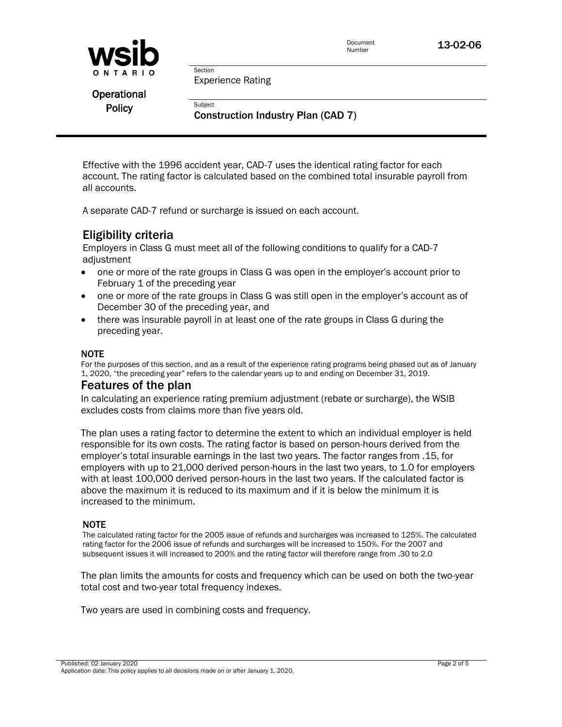Effective with the 1996 accident year, CAD-7 uses the identical rating factor for each account. The rating factor is calculated based on the combined total insurable payroll from all accounts.

A separate CAD-7 refund or surcharge is issued on each account.

## Eligibility criteria

Employers in Class G must meet all of the following conditions to qualify for a CAD-7 adjustment

- one or more of the rate groups in Class G was open in the employer's account prior to February 1 of the preceding year
- one or more of the rate groups in Class G was still open in the employer's account as of December 30 of the preceding year, and
- there was insurable payroll in at least one of the rate groups in Class G during the preceding year.

**NOTE**

For the purposes of this section, and as a result of the experience rating programs being phased out as of January 1, 2020, "the preceding year" refers to the calendar years up to and ending on December 31, 2019.

## Features of the plan

In calculating an experience rating premium adjustment (rebate or surcharge), the WSIB excludes costs from claims more than five years old.

The plan uses a rating factor to determine the extent to which an individual employer is held responsible for its own costs. The rating factor is based on person-hours derived from the employer's total insurable earnings in the last two years. The factor ranges from .15, for employers with up to 21,000 derived person-hours in the last two years, to 1.0 for employers with at least 100,000 derived person-hours in the last two years. If the calculated factor is above the maximum it is reduced to its maximum and if it is below the minimum it is increased to the minimum.

**NOTE**

The calculated rating factor for the 2005 issue of refunds and surcharges was increased to 125%. The calculated rating factor for the 2006 issue of refunds and surcharges will be increased to 150%. For the 2007 and subsequent issues it will increased to 200% and the rating factor will therefore range from .30 to 2.0

The plan limits the amounts for costs and frequency which can be used on both the two-year total cost and two-year total frequency indexes.

Two years are used in combining costs and frequency.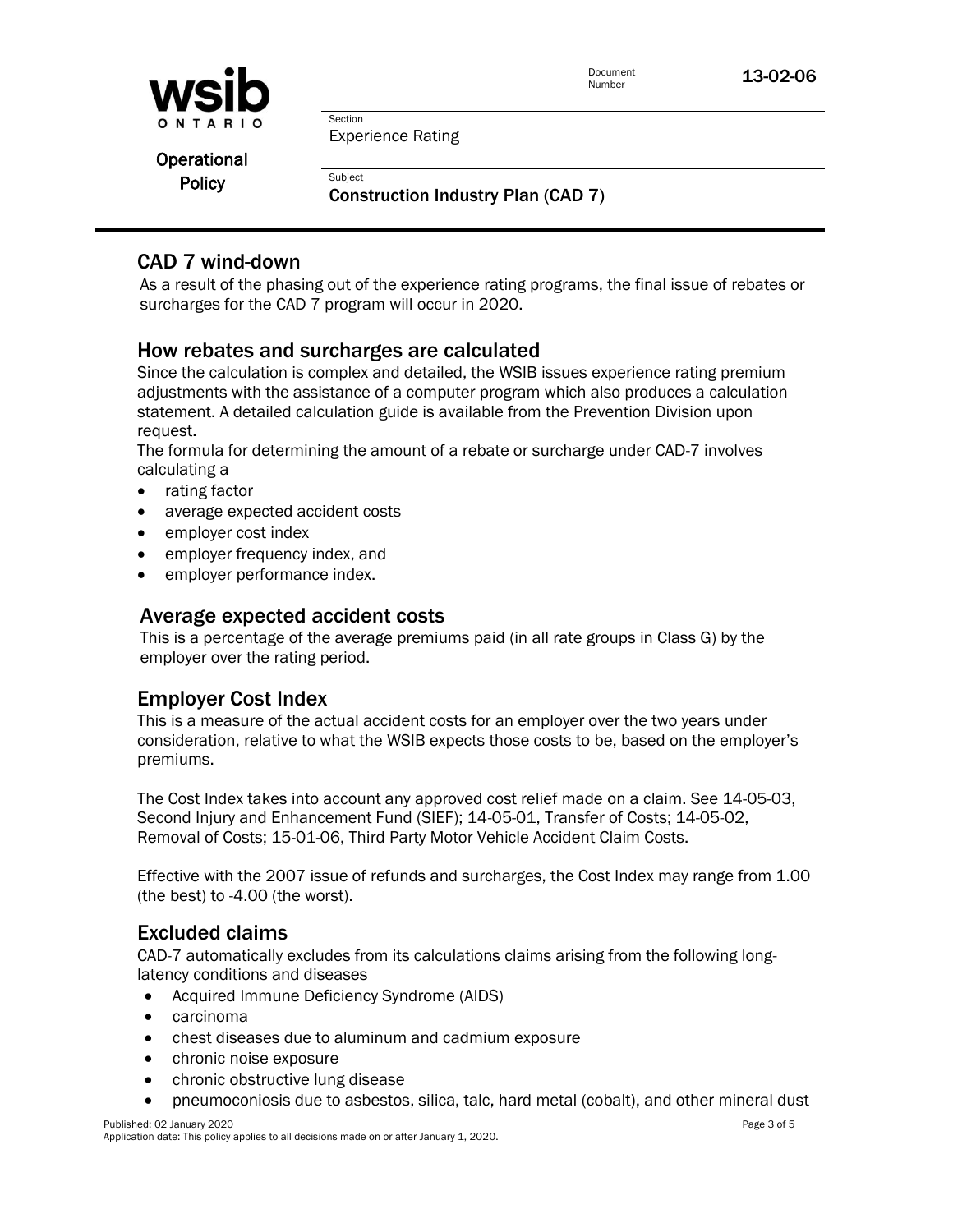## CAD 7 wind-down

As a result of the phasing out of the experience rating programs, the final issue of rebates or surcharges for the CAD 7 program will occur in 2020.

## How rebates and surcharges are calculated

Since the calculation is complex and detailed, the WSIB issues experience rating premium adjustments with the assistance of a computer program which also produces a calculation statement. A detailed calculation guide is available from the Prevention Division upon request.

The formula for determining the amount of a rebate or surcharge under CAD-7 involves calculating a

- rating factor
- average expected accident costs
- employer cost index
- employer frequency index, and
- employer performance index.

## Average expected accident costs

This is a percentage of the average premiums paid (in all rate groups in Class G) by the employer over the rating period.

## Employer Cost Index

This is a measure of the actual accident costs for an employer over the two years under consideration, relative to what the WSIB expects those costs to be, based on the employer's premiums.

The Cost Index takes into account any approved cost relief made on a claim. See 14-05-03, Second Injury and Enhancement Fund (SIEF); 14-05-01, Transfer of Costs; 14-05-02, Removal of Costs; 15-01-06, Third Party Motor Vehicle Accident Claim Costs.

Effective with the 2007 issue of refunds and surcharges, the Cost Index may range from 1.00 (the best) to -4.00 (the worst).

## Excluded claims

CAD-7 automatically excludes from its calculations claims arising from the following long-latency conditions and diseases

- Acquired Immune Deficiency Syndrome (AIDS)
- carcinoma
- chest diseases due to aluminum and cadmium exposure
- chronic noise exposure
- chronic obstructive lung disease
- pneumoconiosis due to asbestos, silica, talc, hard metal (cobalt), and other mineral dust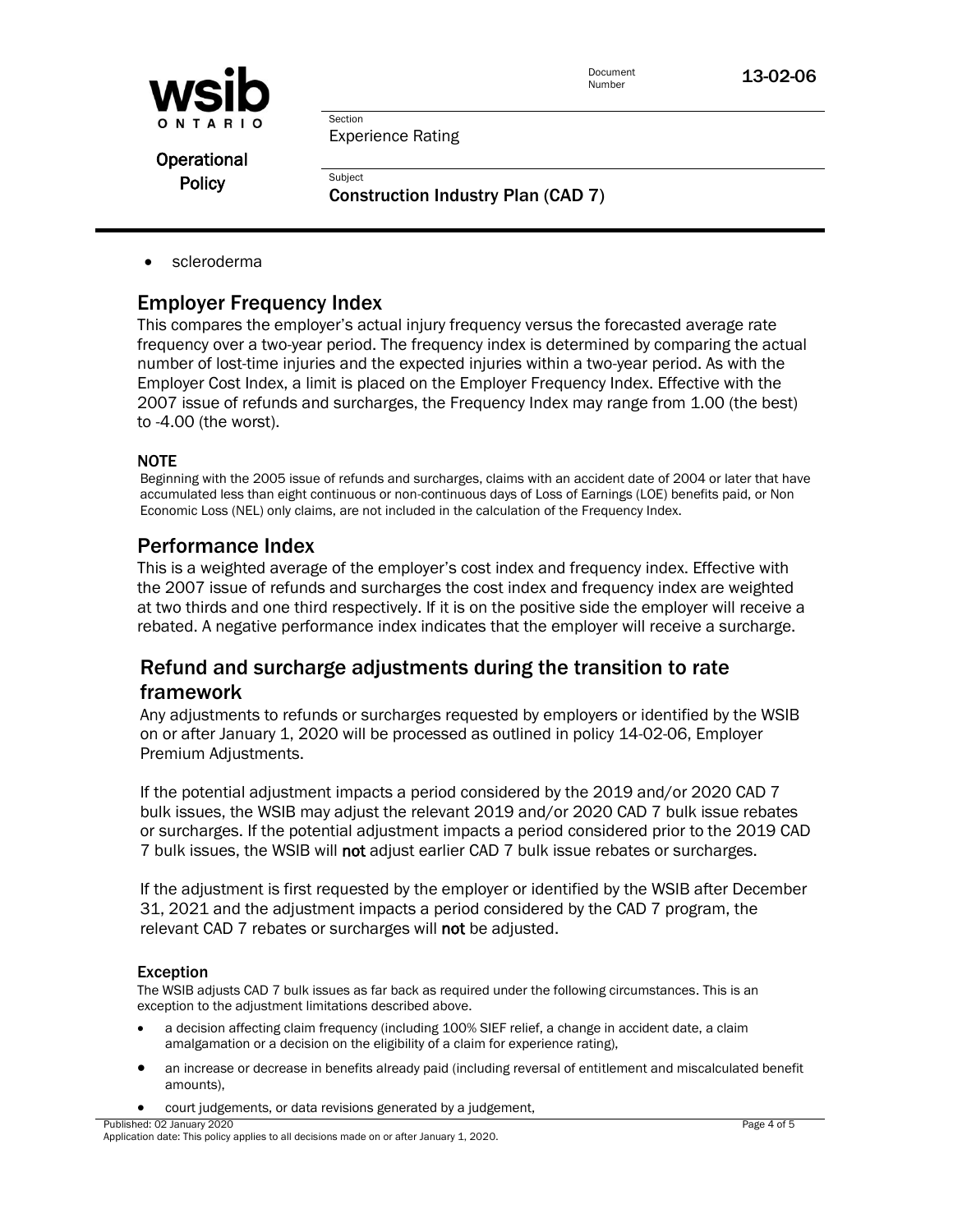- scleroderma

## Employer Frequency Index

This compares the employer's actual injury frequency versus the forecasted average rate frequency over a two-year period. The frequency index is determined by comparing the actual number of lost-time injuries and the expected injuries within a two-year period. As with the Employer Cost Index, a limit is placed on the Employer Frequency Index. Effective with the 2007 issue of refunds and surcharges, the Frequency Index may range from 1.00 (the best) to -4.00 (the worst).

### NOTE

Beginning with the 2005 issue of refunds and surcharges, claims with an accident date of 2004 or later that have accumulated less than eight continuous or non-continuous days of Loss of Earnings (LOE) benefits paid, or Non Economic Loss (NEL) only claims, are not included in the calculation of the Frequency Index.

## Performance Index

This is a weighted average of the employer's cost index and frequency index. Effective with the 2007 issue of refunds and surcharges the cost index and frequency index are weighted at two thirds and one third respectively. If it is on the positive side the employer will receive a rebated. A negative performance index indicates that the employer will receive a surcharge.

## Refund and surcharge adjustments during the transition to rate framework

Any adjustments to refunds or surcharges requested by employers or identified by the WSIB on or after January 1, 2020 will be processed as outlined in policy 14-02-06, Employer Premium Adjustments.

If the potential adjustment impacts a period considered by the 2019 and/or 2020 CAD 7 bulk issues, the WSIB may adjust the relevant 2019 and/or 2020 CAD 7 bulk issue rebates or surcharges. If the potential adjustment impacts a period considered prior to the 2019 CAD 7 bulk issues, the WSIB will **not** adjust earlier CAD 7 bulk issue rebates or surcharges.

If the adjustment is first requested by the employer or identified by the WSIB after December 31, 2021 and the adjustment impacts a period considered by the CAD 7 program, the relevant CAD 7 rebates or surcharges will **not** be adjusted.

### Exception

The WSIB adjusts CAD 7 bulk issues as far back as required under the following circumstances. This is an exception to the adjustment limitations described above.

- a decision affecting claim frequency (including 100% SIEF relief, a change in accident date, a claim amalgamation or a decision on the eligibility of a claim for experience rating),
- an increase or decrease in benefits already paid (including reversal of entitlement and miscalculated benefit amounts),
- court judgements, or data revisions generated by a judgement,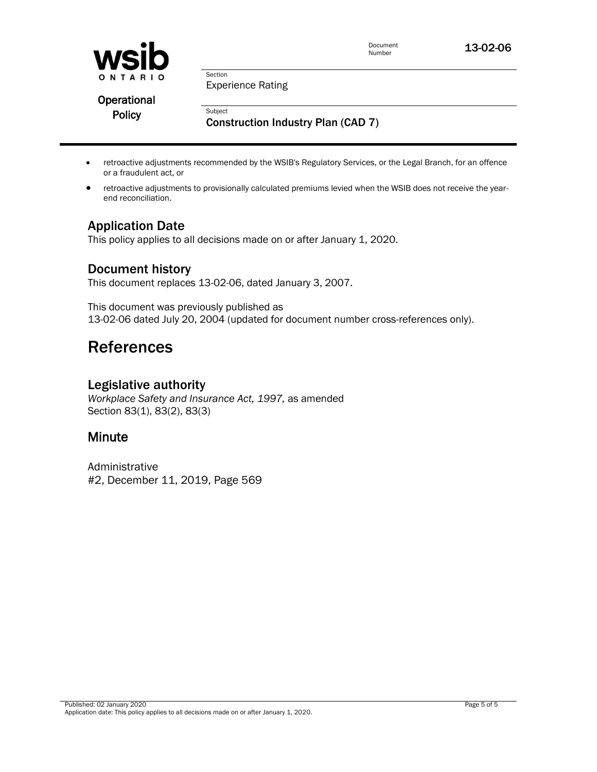- retroactive adjustments recommended by the WSIB's Regulatory Services, or the Legal Branch, for an offence or a fraudulent act, or
- retroactive adjustments to provisionally calculated premiums levied when the WSIB does not receive the year-end reconciliation.

## Application Date

This policy applies to all decisions made on or after January 1, 2020.

## Document history

This document replaces 13-02-06, dated January 3, 2007.

This document was previously published as
13-02-06 dated July 20, 2004 (updated for document number cross-references only).

# References

## Legislative authority

*Workplace Safety and Insurance Act, 1997,* as amended
Section 83(1), 83(2), 83(3)

## Minute

Administrative
#2, December 11, 2019, Page 569